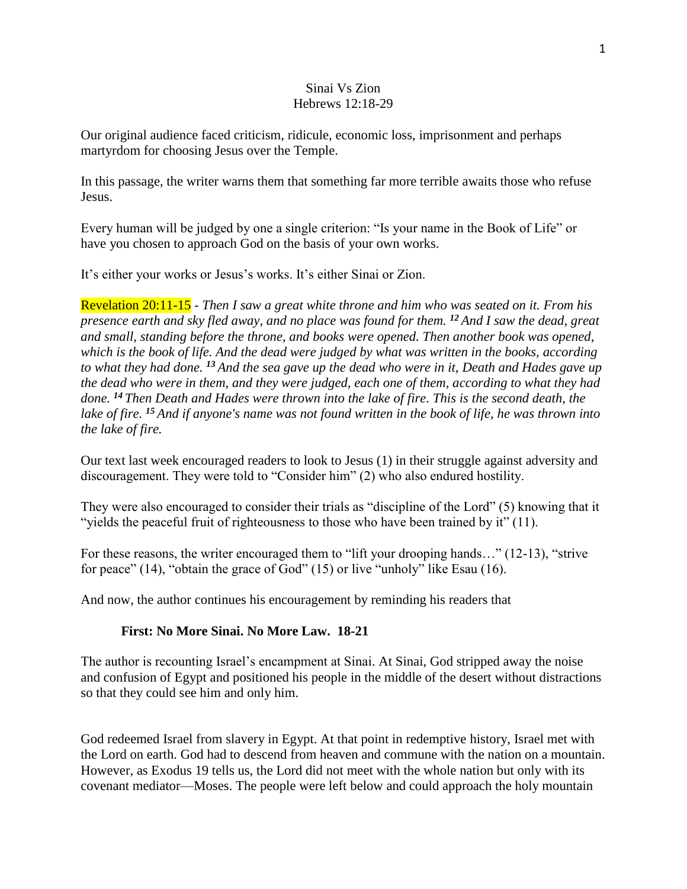Sinai Vs Zion
Hebrews 12:18-29

Our original audience faced criticism, ridicule, economic loss, imprisonment and perhaps martyrdom for choosing Jesus over the Temple.

In this passage, the writer warns them that something far more terrible awaits those who refuse Jesus.

Every human will be judged by one a single criterion: "Is your name in the Book of Life" or have you chosen to approach God on the basis of your own works.

It's either your works or Jesus's works. It's either Sinai or Zion.

Revelation 20:11-15 - *Then I saw a great white throne and him who was seated on it. From his presence earth and sky fled away, and no place was found for them.* ***12*** *And I saw the dead, great and small, standing before the throne, and books were opened. Then another book was opened, which is the book of life. And the dead were judged by what was written in the books, according to what they had done.* ***13*** *And the sea gave up the dead who were in it, Death and Hades gave up the dead who were in them, and they were judged, each one of them, according to what they had done.* ***14*** *Then Death and Hades were thrown into the lake of fire. This is the second death, the lake of fire.* ***15*** *And if anyone's name was not found written in the book of life, he was thrown into the lake of fire.*

Our text last week encouraged readers to look to Jesus (1) in their struggle against adversity and discouragement. They were told to "Consider him" (2) who also endured hostility.

They were also encouraged to consider their trials as "discipline of the Lord" (5) knowing that it "yields the peaceful fruit of righteousness to those who have been trained by it" (11).

For these reasons, the writer encouraged them to "lift your drooping hands…" (12-13), "strive for peace" (14), "obtain the grace of God" (15) or live "unholy" like Esau (16).

And now, the author continues his encouragement by reminding his readers that

**First: No More Sinai. No More Law. 18-21**

The author is recounting Israel's encampment at Sinai. At Sinai, God stripped away the noise and confusion of Egypt and positioned his people in the middle of the desert without distractions so that they could see him and only him.

God redeemed Israel from slavery in Egypt. At that point in redemptive history, Israel met with the Lord on earth. God had to descend from heaven and commune with the nation on a mountain. However, as Exodus 19 tells us, the Lord did not meet with the whole nation but only with its covenant mediator—Moses. The people were left below and could approach the holy mountain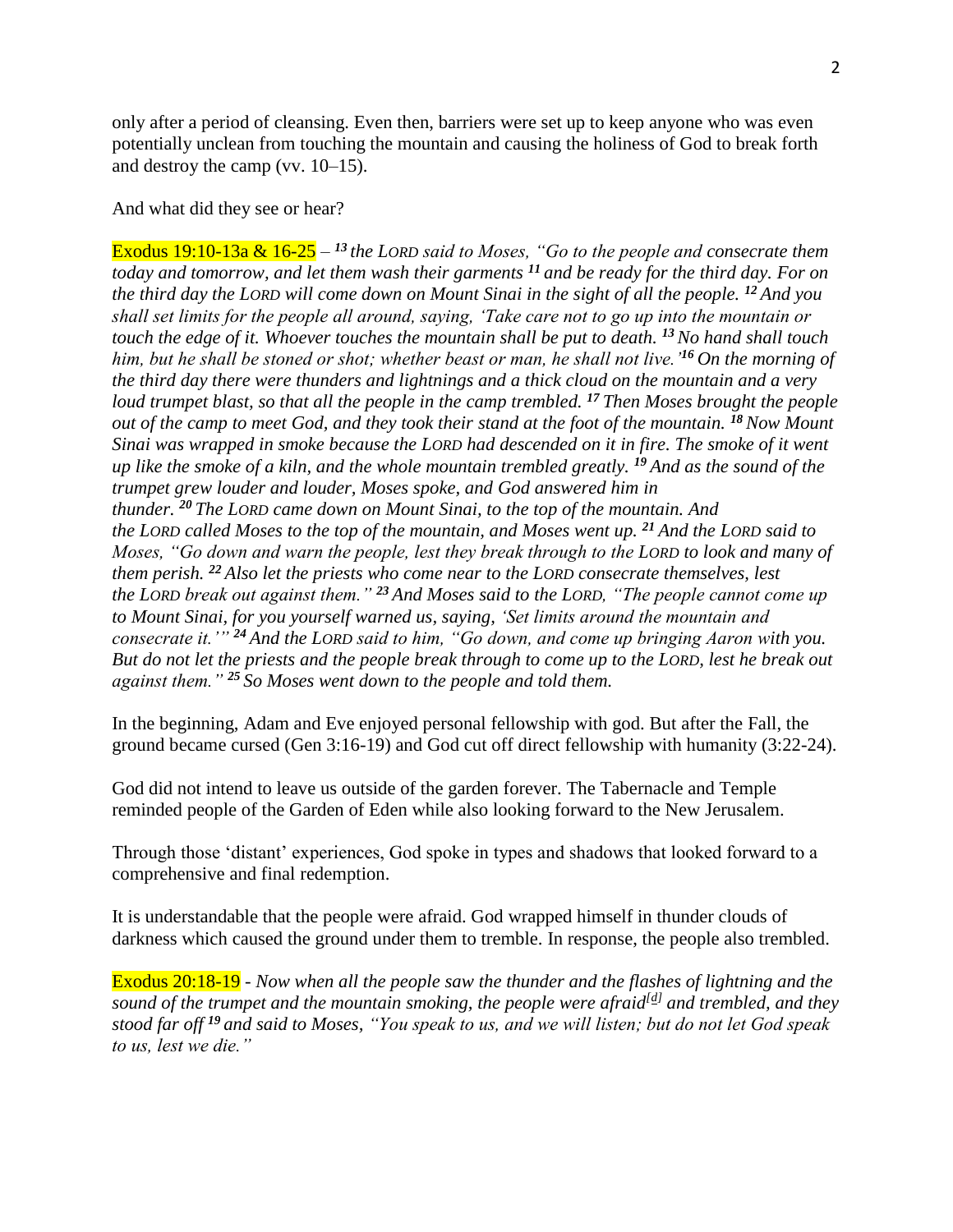only after a period of cleansing. Even then, barriers were set up to keep anyone who was even potentially unclean from touching the mountain and causing the holiness of God to break forth and destroy the camp (vv. 10–15).

And what did they see or hear?

Exodus 19:10-13a & 16-25 – *[13] the LORD said to Moses, "Go to the people and consecrate them today and tomorrow, and let them wash their garments [11] and be ready for the third day. For on the third day the LORD will come down on Mount Sinai in the sight of all the people. [12] And you shall set limits for the people all around, saying, 'Take care not to go up into the mountain or touch the edge of it. Whoever touches the mountain shall be put to death. [13] No hand shall touch him, but he shall be stoned or shot; whether beast or man, he shall not live.'[16] On the morning of the third day there were thunders and lightnings and a thick cloud on the mountain and a very loud trumpet blast, so that all the people in the camp trembled. [17] Then Moses brought the people out of the camp to meet God, and they took their stand at the foot of the mountain. [18] Now Mount Sinai was wrapped in smoke because the LORD had descended on it in fire. The smoke of it went up like the smoke of a kiln, and the whole mountain trembled greatly. [19] And as the sound of the trumpet grew louder and louder, Moses spoke, and God answered him in thunder. [20] The LORD came down on Mount Sinai, to the top of the mountain. And the LORD called Moses to the top of the mountain, and Moses went up. [21] And the LORD said to Moses, "Go down and warn the people, lest they break through to the LORD to look and many of them perish. [22] Also let the priests who come near to the LORD consecrate themselves, lest the LORD break out against them." [23] And Moses said to the LORD, "The people cannot come up to Mount Sinai, for you yourself warned us, saying, 'Set limits around the mountain and consecrate it.'" [24] And the LORD said to him, "Go down, and come up bringing Aaron with you. But do not let the priests and the people break through to come up to the LORD, lest he break out against them." [25] So Moses went down to the people and told them.*

In the beginning, Adam and Eve enjoyed personal fellowship with god. But after the Fall, the ground became cursed (Gen 3:16-19) and God cut off direct fellowship with humanity (3:22-24).

God did not intend to leave us outside of the garden forever. The Tabernacle and Temple reminded people of the Garden of Eden while also looking forward to the New Jerusalem.

Through those 'distant' experiences, God spoke in types and shadows that looked forward to a comprehensive and final redemption.

It is understandable that the people were afraid. God wrapped himself in thunder clouds of darkness which caused the ground under them to tremble. In response, the people also trembled.

Exodus 20:18-19 - *Now when all the people saw the thunder and the flashes of lightning and the sound of the trumpet and the mountain smoking, the people were afraid[d] and trembled, and they stood far off [19] and said to Moses, "You speak to us, and we will listen; but do not let God speak to us, lest we die."*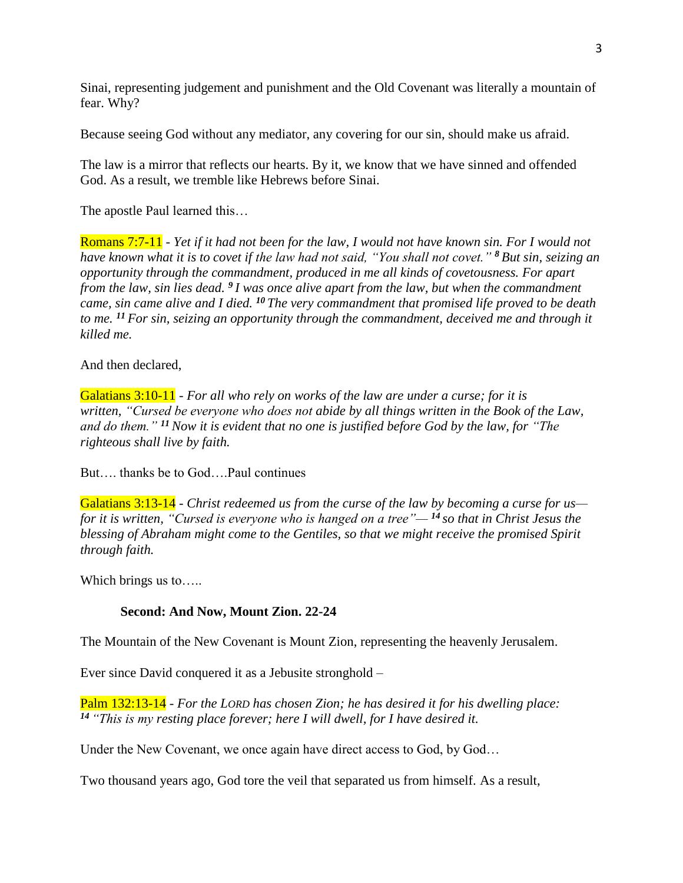Sinai, representing judgement and punishment and the Old Covenant was literally a mountain of fear. Why?

Because seeing God without any mediator, any covering for our sin, should make us afraid.

The law is a mirror that reflects our hearts. By it, we know that we have sinned and offended God. As a result, we tremble like Hebrews before Sinai.

The apostle Paul learned this…

Romans 7:7-11 - *Yet if it had not been for the law, I would not have known sin. For I would not have known what it is to covet if the law had not said, "You shall not covet."* ***8*** *But sin, seizing an opportunity through the commandment, produced in me all kinds of covetousness. For apart from the law, sin lies dead.* ***9*** *I was once alive apart from the law, but when the commandment came, sin came alive and I died.* ***10*** *The very commandment that promised life proved to be death to me.* ***11*** *For sin, seizing an opportunity through the commandment, deceived me and through it killed me.*

And then declared,

Galatians 3:10-11 - *For all who rely on works of the law are under a curse; for it is written, "Cursed be everyone who does not abide by all things written in the Book of the Law, and do them."* ***11*** *Now it is evident that no one is justified before God by the law, for "The righteous shall live by faith.*

But…. thanks be to God….Paul continues

Galatians 3:13-14 - *Christ redeemed us from the curse of the law by becoming a curse for us—for it is written, "Cursed is everyone who is hanged on a tree"—* ***14*** *so that in Christ Jesus the blessing of Abraham might come to the Gentiles, so that we might receive the promised Spirit through faith.*

Which brings us to…..

**Second: And Now, Mount Zion. 22-24**

The Mountain of the New Covenant is Mount Zion, representing the heavenly Jerusalem.

Ever since David conquered it as a Jebusite stronghold –

Palm 132:13-14 - *For the LORD has chosen Zion; he has desired it for his dwelling place:* ***14*** *"This is my resting place forever; here I will dwell, for I have desired it.*

Under the New Covenant, we once again have direct access to God, by God…

Two thousand years ago, God tore the veil that separated us from himself. As a result,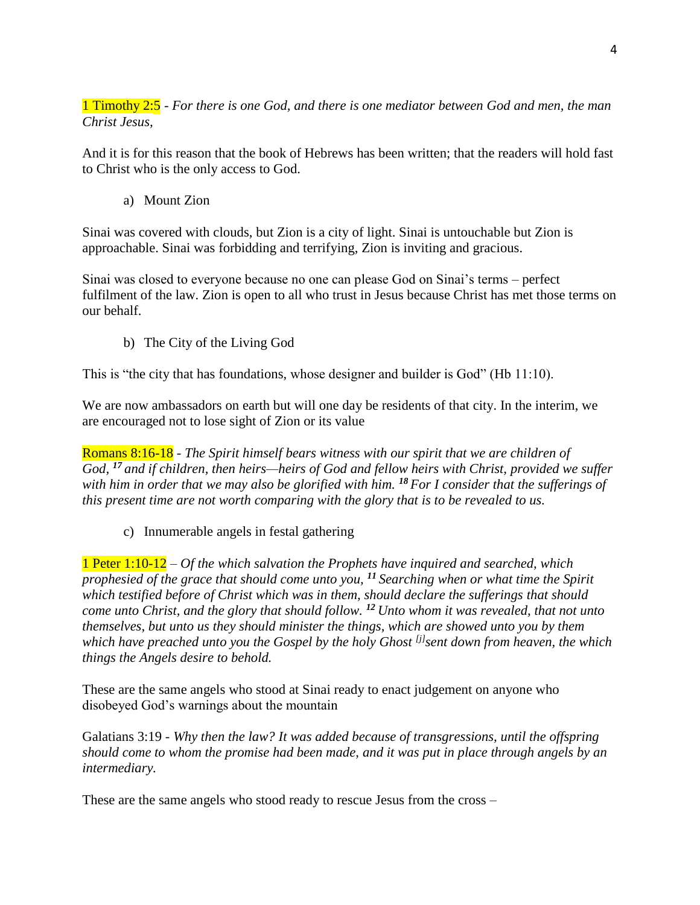1 Timothy 2:5 - *For there is one God, and there is one mediator between God and men, the man Christ Jesus,*

And it is for this reason that the book of Hebrews has been written; that the readers will hold fast to Christ who is the only access to God.

a) Mount Zion

Sinai was covered with clouds, but Zion is a city of light. Sinai is untouchable but Zion is approachable. Sinai was forbidding and terrifying, Zion is inviting and gracious.

Sinai was closed to everyone because no one can please God on Sinai's terms – perfect fulfilment of the law. Zion is open to all who trust in Jesus because Christ has met those terms on our behalf.

b) The City of the Living God

This is "the city that has foundations, whose designer and builder is God" (Hb 11:10).

We are now ambassadors on earth but will one day be residents of that city. In the interim, we are encouraged not to lose sight of Zion or its value

Romans 8:16-18 - *The Spirit himself bears witness with our spirit that we are children of God, **17** and if children, then heirs—heirs of God and fellow heirs with Christ, provided we suffer with him in order that we may also be glorified with him. **18** For I consider that the sufferings of this present time are not worth comparing with the glory that is to be revealed to us.*

c) Innumerable angels in festal gathering

1 Peter 1:10-12 – *Of the which salvation the Prophets have inquired and searched, which prophesied of the grace that should come unto you, **11** Searching when or what time the Spirit which testified before of Christ which was in them, should declare the sufferings that should come unto Christ, and the glory that should follow. **12** Unto whom it was revealed, that not unto themselves, but unto us they should minister the things, which are showed unto you by them which have preached unto you the Gospel by the holy Ghost [j]sent down from heaven, the which things the Angels desire to behold.*

These are the same angels who stood at Sinai ready to enact judgement on anyone who disobeyed God's warnings about the mountain

Galatians 3:19 - *Why then the law? It was added because of transgressions, until the offspring should come to whom the promise had been made, and it was put in place through angels by an intermediary.*

These are the same angels who stood ready to rescue Jesus from the cross –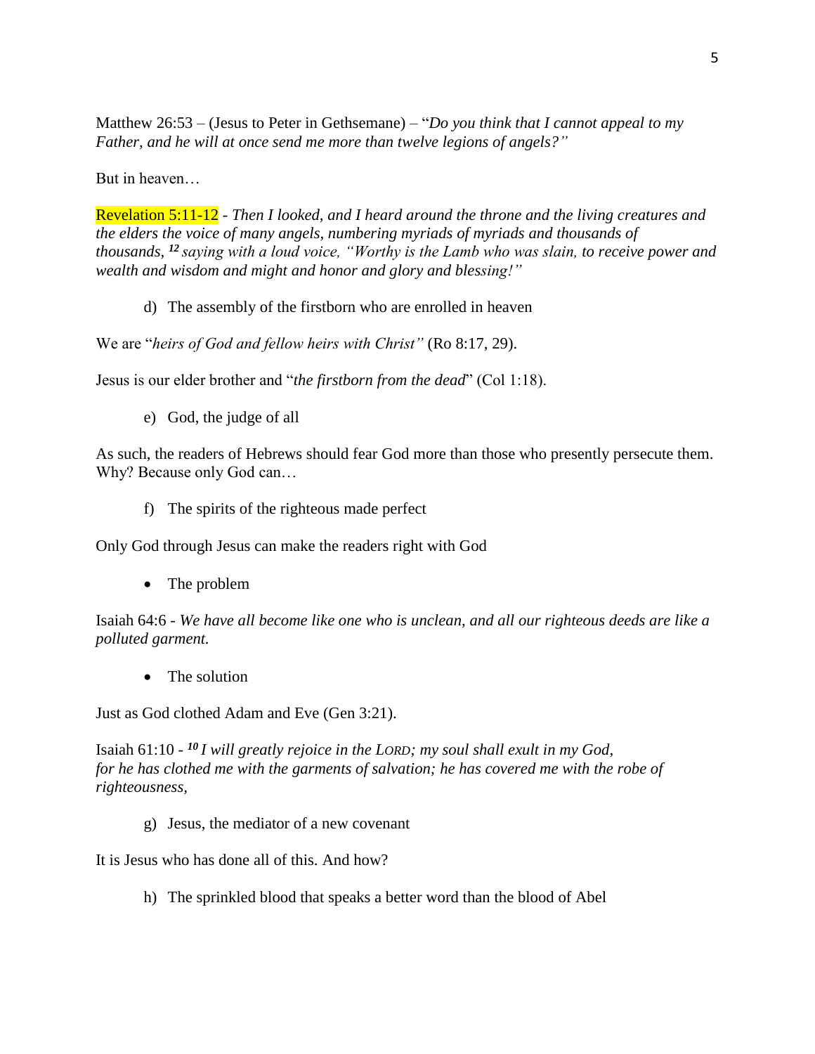Matthew 26:53 – (Jesus to Peter in Gethsemane) – "*Do you think that I cannot appeal to my Father, and he will at once send me more than twelve legions of angels?"*

But in heaven…

Revelation 5:11-12 - *Then I looked, and I heard around the throne and the living creatures and the elders the voice of many angels, numbering myriads of myriads and thousands of thousands,* ***12*** *saying with a loud voice, "Worthy is the Lamb who was slain, to receive power and wealth and wisdom and might and honor and glory and blessing!"*

d) The assembly of the firstborn who are enrolled in heaven

We are "*heirs of God and fellow heirs with Christ"* (Ro 8:17, 29).

Jesus is our elder brother and "*the firstborn from the dead*" (Col 1:18).

e) God, the judge of all

As such, the readers of Hebrews should fear God more than those who presently persecute them. Why? Because only God can…

f) The spirits of the righteous made perfect

Only God through Jesus can make the readers right with God

- The problem

Isaiah 64:6 - *We have all become like one who is unclean, and all our righteous deeds are like a polluted garment.*

- The solution

Just as God clothed Adam and Eve (Gen 3:21).

Isaiah 61:10 - ***10*** *I will greatly rejoice in the LORD; my soul shall exult in my God, for he has clothed me with the garments of salvation; he has covered me with the robe of righteousness,*

g) Jesus, the mediator of a new covenant

It is Jesus who has done all of this. And how?

h) The sprinkled blood that speaks a better word than the blood of Abel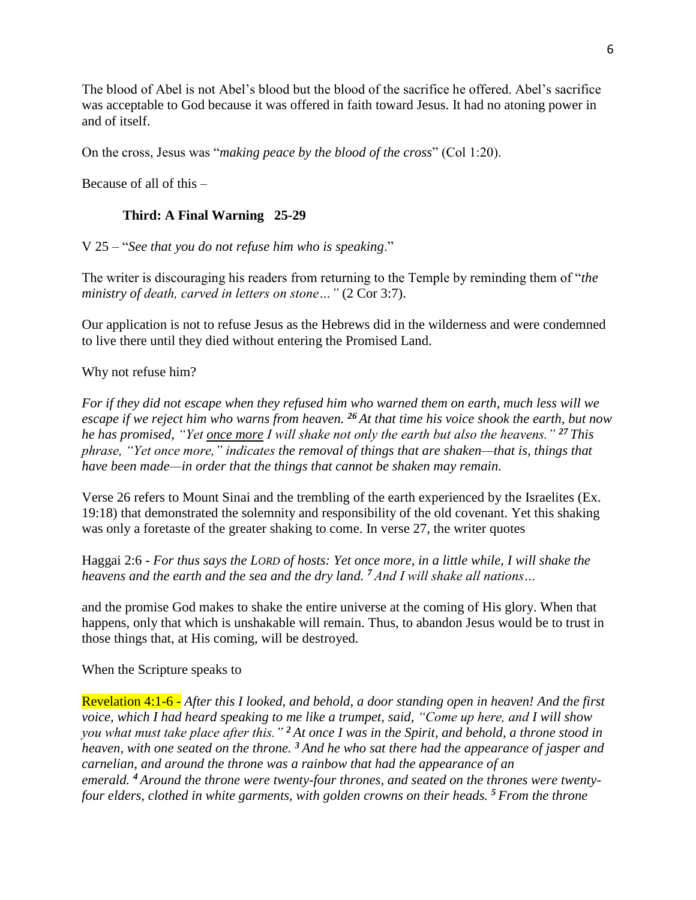The blood of Abel is not Abel's blood but the blood of the sacrifice he offered. Abel's sacrifice was acceptable to God because it was offered in faith toward Jesus. It had no atoning power in and of itself.

On the cross, Jesus was "*making peace by the blood of the cross*" (Col 1:20).

Because of all of this –

### Third: A Final Warning 25-29

V 25 – "*See that you do not refuse him who is speaking*."

The writer is discouraging his readers from returning to the Temple by reminding them of "*the ministry of death, carved in letters on stone…"* (2 Cor 3:7).

Our application is not to refuse Jesus as the Hebrews did in the wilderness and were condemned to live there until they died without entering the Promised Land.

Why not refuse him?

*For if they did not escape when they refused him who warned them on earth, much less will we escape if we reject him who warns from heaven. [26] At that time his voice shook the earth, but now he has promised, "Yet <u>once more</u> I will shake not only the earth but also the heavens." [27] This phrase, "Yet once more," indicates the removal of things that are shaken—that is, things that have been made—in order that the things that cannot be shaken may remain.*

Verse 26 refers to Mount Sinai and the trembling of the earth experienced by the Israelites (Ex. 19:18) that demonstrated the solemnity and responsibility of the old covenant. Yet this shaking was only a foretaste of the greater shaking to come. In verse 27, the writer quotes

Haggai 2:6 - *For thus says the LORD of hosts: Yet once more, in a little while, I will shake the heavens and the earth and the sea and the dry land. [7] And I will shake all nations…*

and the promise God makes to shake the entire universe at the coming of His glory. When that happens, only that which is unshakable will remain. Thus, to abandon Jesus would be to trust in those things that, at His coming, will be destroyed.

When the Scripture speaks to

Revelation 4:1-6 - *After this I looked, and behold, a door standing open in heaven! And the first voice, which I had heard speaking to me like a trumpet, said, "Come up here, and I will show you what must take place after this." [2] At once I was in the Spirit, and behold, a throne stood in heaven, with one seated on the throne. [3] And he who sat there had the appearance of jasper and carnelian, and around the throne was a rainbow that had the appearance of an emerald. [4] Around the throne were twenty-four thrones, and seated on the thrones were twenty-four elders, clothed in white garments, with golden crowns on their heads. [5] From the throne*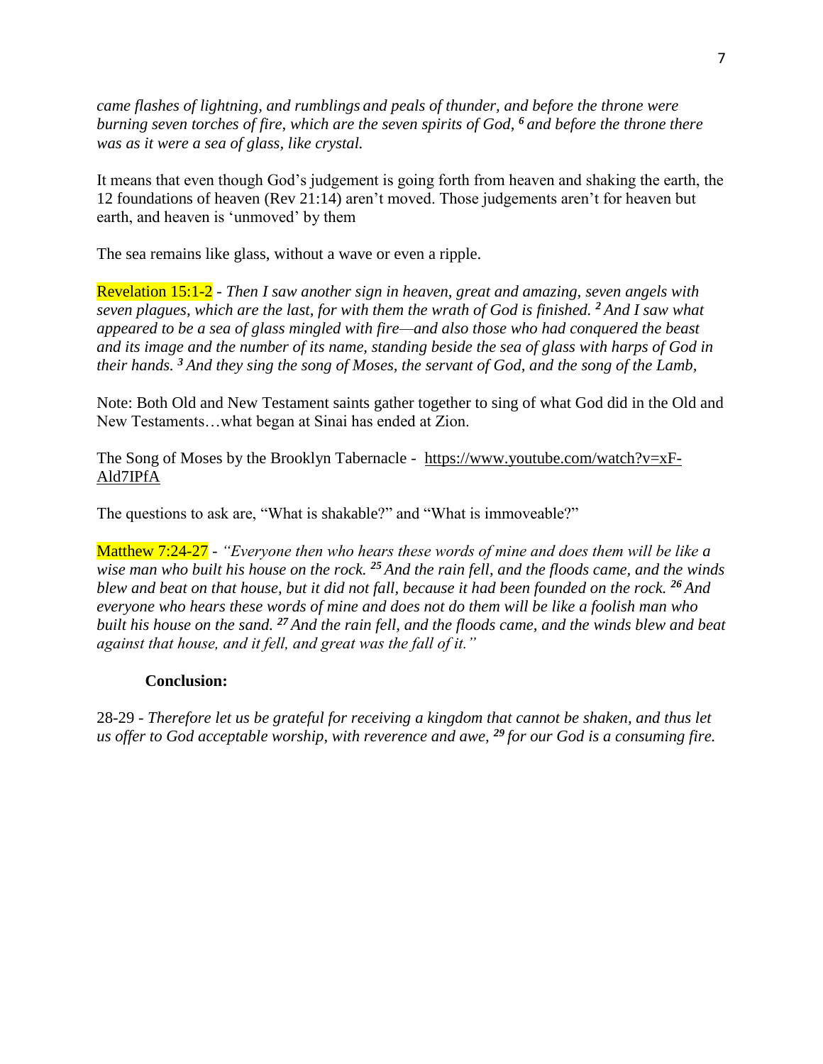*came flashes of lightning, and rumblings and peals of thunder, and before the throne were burning seven torches of fire, which are the seven spirits of God, [6] and before the throne there was as it were a sea of glass, like crystal.*

It means that even though God's judgement is going forth from heaven and shaking the earth, the 12 foundations of heaven (Rev 21:14) aren't moved. Those judgements aren't for heaven but earth, and heaven is 'unmoved' by them

The sea remains like glass, without a wave or even a ripple.

Revelation 15:1-2 - *Then I saw another sign in heaven, great and amazing, seven angels with seven plagues, which are the last, for with them the wrath of God is finished. [2] And I saw what appeared to be a sea of glass mingled with fire—and also those who had conquered the beast and its image and the number of its name, standing beside the sea of glass with harps of God in their hands. [3] And they sing the song of Moses, the servant of God, and the song of the Lamb,*

Note: Both Old and New Testament saints gather together to sing of what God did in the Old and New Testaments…what began at Sinai has ended at Zion.

The Song of Moses by the Brooklyn Tabernacle - https://www.youtube.com/watch?v=xF-Ald7IPfA

The questions to ask are, "What is shakable?" and "What is immoveable?"

Matthew 7:24-27 - *"Everyone then who hears these words of mine and does them will be like a wise man who built his house on the rock. [25] And the rain fell, and the floods came, and the winds blew and beat on that house, but it did not fall, because it had been founded on the rock. [26] And everyone who hears these words of mine and does not do them will be like a foolish man who built his house on the sand. [27] And the rain fell, and the floods came, and the winds blew and beat against that house, and it fell, and great was the fall of it."*

**Conclusion:**

28-29 - *Therefore let us be grateful for receiving a kingdom that cannot be shaken, and thus let us offer to God acceptable worship, with reverence and awe, [29] for our God is a consuming fire.*